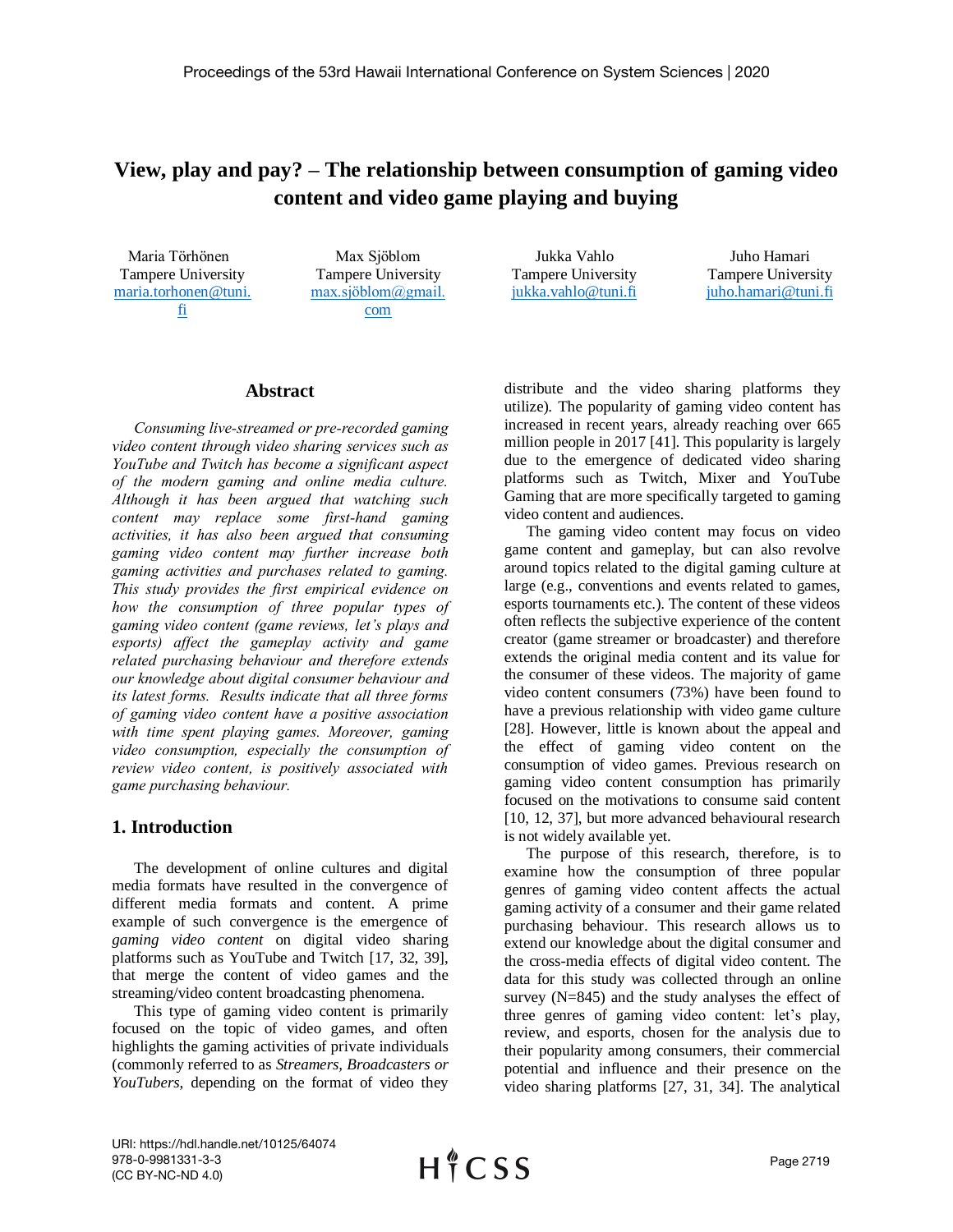# View, play and pay? – The relationship between consumption of gaming video content and video game playing and buying

Maria Törhönen
Tampere University
maria.torhonen@tuni.fi

Max Sjöblom
Tampere University
max.sjöblom@gmail.com

Jukka Vahlo
Tampere University
jukka.vahlo@tuni.fi

Juho Hamari
Tampere University
juho.hamari@tuni.fi

## Abstract

*Consuming live-streamed or pre-recorded gaming video content through video sharing services such as YouTube and Twitch has become a significant aspect of the modern gaming and online media culture. Although it has been argued that watching such content may replace some first-hand gaming activities, it has also been argued that consuming gaming video content may further increase both gaming activities and purchases related to gaming. This study provides the first empirical evidence on how the consumption of three popular types of gaming video content (game reviews, let's plays and esports) affect the gameplay activity and game related purchasing behaviour and therefore extends our knowledge about digital consumer behaviour and its latest forms. Results indicate that all three forms of gaming video content have a positive association with time spent playing games. Moreover, gaming video consumption, especially the consumption of review video content, is positively associated with game purchasing behaviour.*

## 1. Introduction

The development of online cultures and digital media formats have resulted in the convergence of different media formats and content. A prime example of such convergence is the emergence of *gaming video content* on digital video sharing platforms such as YouTube and Twitch [17, 32, 39], that merge the content of video games and the streaming/video content broadcasting phenomena.

This type of gaming video content is primarily focused on the topic of video games, and often highlights the gaming activities of private individuals (commonly referred to as *Streamers, Broadcasters or YouTubers*, depending on the format of video they distribute and the video sharing platforms they utilize). The popularity of gaming video content has increased in recent years, already reaching over 665 million people in 2017 [41]. This popularity is largely due to the emergence of dedicated video sharing platforms such as Twitch, Mixer and YouTube Gaming that are more specifically targeted to gaming video content and audiences.

The gaming video content may focus on video game content and gameplay, but can also revolve around topics related to the digital gaming culture at large (e.g., conventions and events related to games, esports tournaments etc.). The content of these videos often reflects the subjective experience of the content creator (game streamer or broadcaster) and therefore extends the original media content and its value for the consumer of these videos. The majority of game video content consumers (73%) have been found to have a previous relationship with video game culture [28]. However, little is known about the appeal and the effect of gaming video content on the consumption of video games. Previous research on gaming video content consumption has primarily focused on the motivations to consume said content [10, 12, 37], but more advanced behavioural research is not widely available yet.

The purpose of this research, therefore, is to examine how the consumption of three popular genres of gaming video content affects the actual gaming activity of a consumer and their game related purchasing behaviour. This research allows us to extend our knowledge about the digital consumer and the cross-media effects of digital video content. The data for this study was collected through an online survey (N=845) and the study analyses the effect of three genres of gaming video content: let's play, review, and esports, chosen for the analysis due to their popularity among consumers, their commercial potential and influence and their presence on the video sharing platforms [27, 31, 34]. The analytical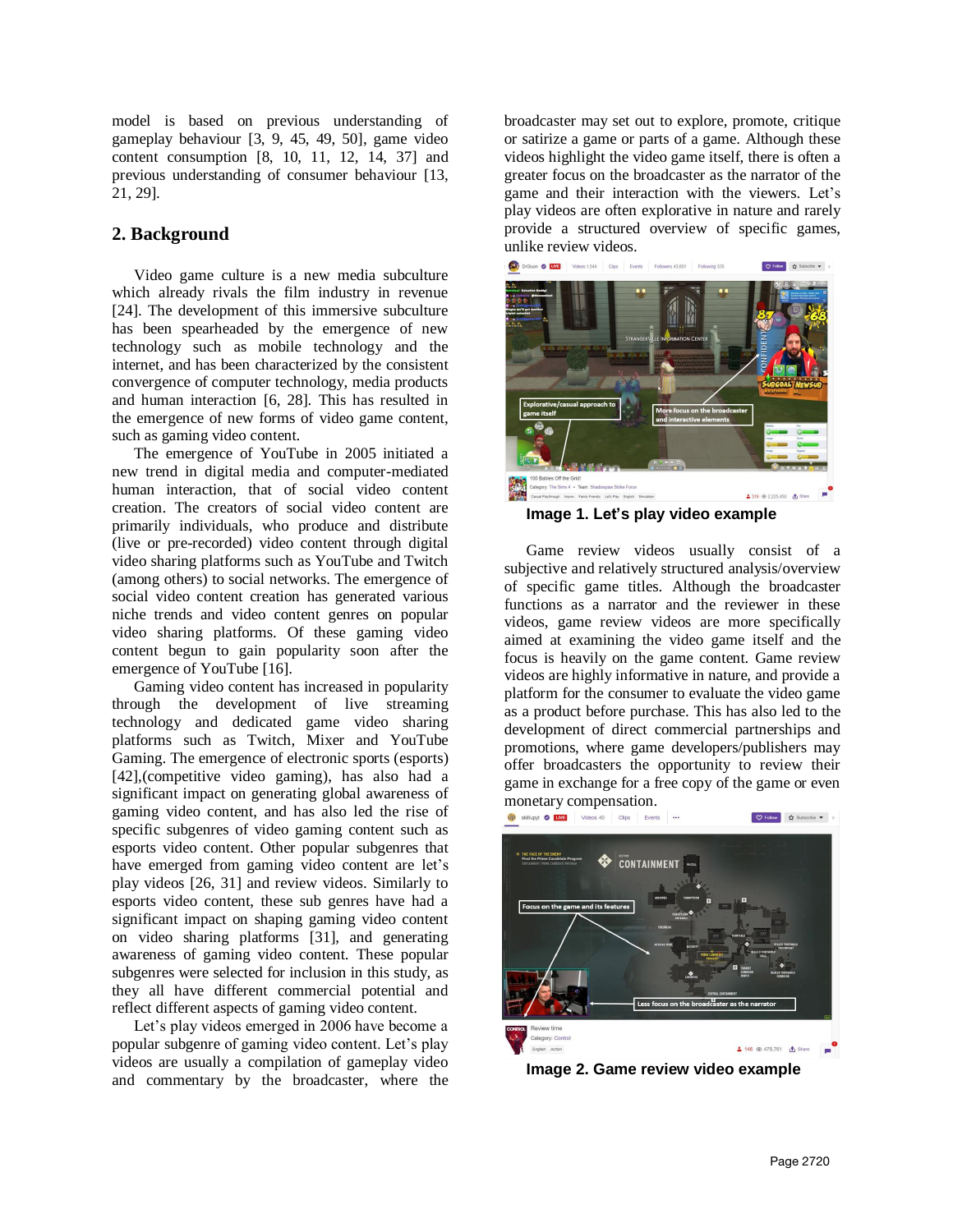model is based on previous understanding of gameplay behaviour [3, 9, 45, 49, 50], game video content consumption [8, 10, 11, 12, 14, 37] and previous understanding of consumer behaviour [13, 21, 29].

## 2. Background

Video game culture is a new media subculture which already rivals the film industry in revenue [24]. The development of this immersive subculture has been spearheaded by the emergence of new technology such as mobile technology and the internet, and has been characterized by the consistent convergence of computer technology, media products and human interaction [6, 28]. This has resulted in the emergence of new forms of video game content, such as gaming video content.

The emergence of YouTube in 2005 initiated a new trend in digital media and computer-mediated human interaction, that of social video content creation. The creators of social video content are primarily individuals, who produce and distribute (live or pre-recorded) video content through digital video sharing platforms such as YouTube and Twitch (among others) to social networks. The emergence of social video content creation has generated various niche trends and video content genres on popular video sharing platforms. Of these gaming video content begun to gain popularity soon after the emergence of YouTube [16].

Gaming video content has increased in popularity through the development of live streaming technology and dedicated game video sharing platforms such as Twitch, Mixer and YouTube Gaming. The emergence of electronic sports (esports) [42],(competitive video gaming), has also had a significant impact on generating global awareness of gaming video content, and has also led the rise of specific subgenres of video gaming content such as esports video content. Other popular subgenres that have emerged from gaming video content are let's play videos [26, 31] and review videos. Similarly to esports video content, these sub genres have had a significant impact on shaping gaming video content on video sharing platforms [31], and generating awareness of gaming video content. These popular subgenres were selected for inclusion in this study, as they all have different commercial potential and reflect different aspects of gaming video content.

Let's play videos emerged in 2006 have become a popular subgenre of gaming video content. Let's play videos are usually a compilation of gameplay video and commentary by the broadcaster, where the broadcaster may set out to explore, promote, critique or satirize a game or parts of a game. Although these videos highlight the video game itself, there is often a greater focus on the broadcaster as the narrator of the game and their interaction with the viewers. Let's play videos are often explorative in nature and rarely provide a structured overview of specific games, unlike review videos.

**Image 1. Let's play video example**

Game review videos usually consist of a subjective and relatively structured analysis/overview of specific game titles. Although the broadcaster functions as a narrator and the reviewer in these videos, game review videos are more specifically aimed at examining the video game itself and the focus is heavily on the game content. Game review videos are highly informative in nature, and provide a platform for the consumer to evaluate the video game as a product before purchase. This has also led to the development of direct commercial partnerships and promotions, where game developers/publishers may offer broadcasters the opportunity to review their game in exchange for a free copy of the game or even monetary compensation.

**Image 2. Game review video example**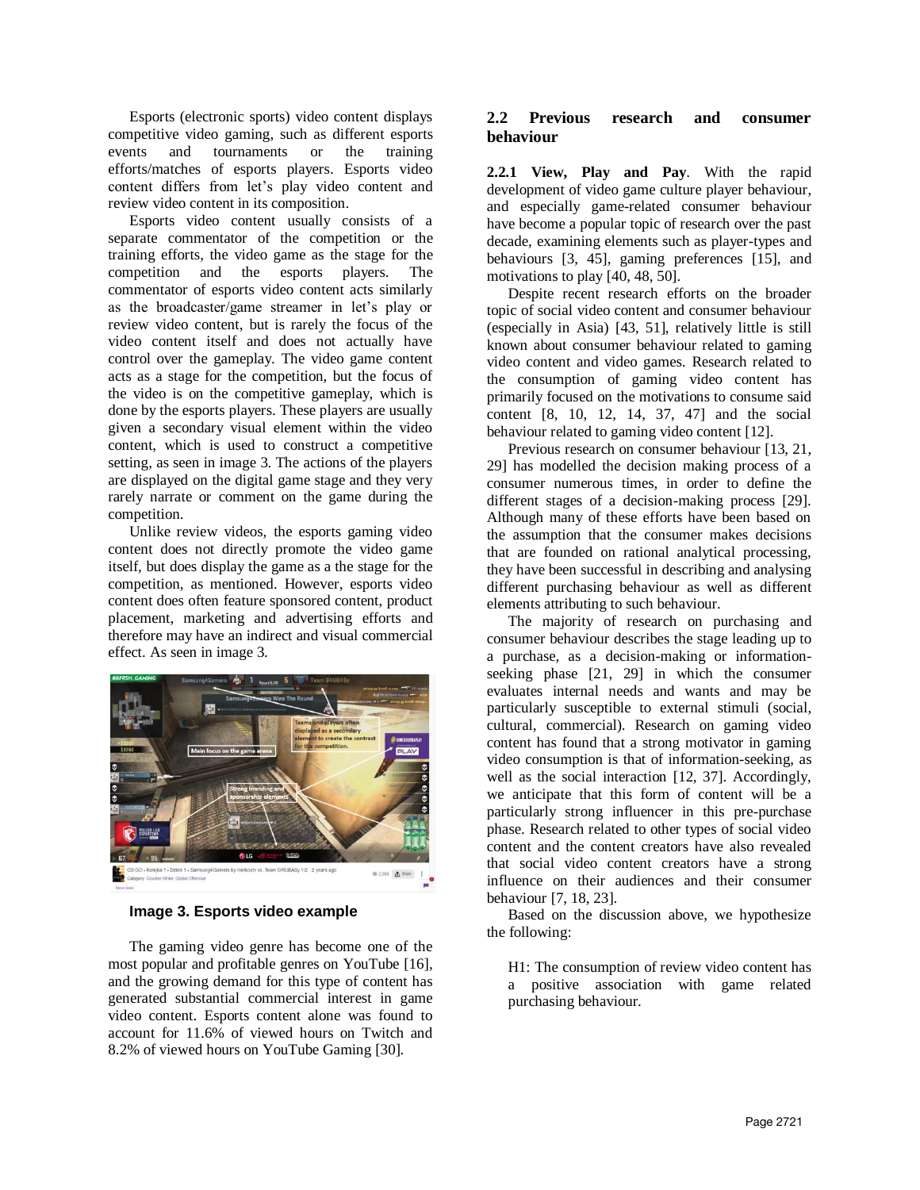Esports (electronic sports) video content displays competitive video gaming, such as different esports events and tournaments or the training efforts/matches of esports players. Esports video content differs from let's play video content and review video content in its composition.

Esports video content usually consists of a separate commentator of the competition or the training efforts, the video game as the stage for the competition and the esports players. The commentator of esports video content acts similarly as the broadcaster/game streamer in let's play or review video content, but is rarely the focus of the video content itself and does not actually have control over the gameplay. The video game content acts as a stage for the competition, but the focus of the video is on the competitive gameplay, which is done by the esports players. These players are usually given a secondary visual element within the video content, which is used to construct a competitive setting, as seen in image 3. The actions of the players are displayed on the digital game stage and they very rarely narrate or comment on the game during the competition.

Unlike review videos, the esports gaming video content does not directly promote the video game itself, but does display the game as a the stage for the competition, as mentioned. However, esports video content does often feature sponsored content, product placement, marketing and advertising efforts and therefore may have an indirect and visual commercial effect. As seen in image 3.

**Image 3. Esports video example**

The gaming video genre has become one of the most popular and profitable genres on YouTube [16], and the growing demand for this type of content has generated substantial commercial interest in game video content. Esports content alone was found to account for 11.6% of viewed hours on Twitch and 8.2% of viewed hours on YouTube Gaming [30].

## 2.2 Previous research and consumer behaviour

**2.2.1 View, Play and Pay**. With the rapid development of video game culture player behaviour, and especially game-related consumer behaviour have become a popular topic of research over the past decade, examining elements such as player-types and behaviours [3, 45], gaming preferences [15], and motivations to play [40, 48, 50].

Despite recent research efforts on the broader topic of social video content and consumer behaviour (especially in Asia) [43, 51], relatively little is still known about consumer behaviour related to gaming video content and video games. Research related to the consumption of gaming video content has primarily focused on the motivations to consume said content [8, 10, 12, 14, 37, 47] and the social behaviour related to gaming video content [12].

Previous research on consumer behaviour [13, 21, 29] has modelled the decision making process of a consumer numerous times, in order to define the different stages of a decision-making process [29]. Although many of these efforts have been based on the assumption that the consumer makes decisions that are founded on rational analytical processing, they have been successful in describing and analysing different purchasing behaviour as well as different elements attributing to such behaviour.

The majority of research on purchasing and consumer behaviour describes the stage leading up to a purchase, as a decision-making or information-seeking phase [21, 29] in which the consumer evaluates internal needs and wants and may be particularly susceptible to external stimuli (social, cultural, commercial). Research on gaming video content has found that a strong motivator in gaming video consumption is that of information-seeking, as well as the social interaction [12, 37]. Accordingly, we anticipate that this form of content will be a particularly strong influencer in this pre-purchase phase. Research related to other types of social video content and the content creators have also revealed that social video content creators have a strong influence on their audiences and their consumer behaviour [7, 18, 23].

Based on the discussion above, we hypothesize the following:

H1: The consumption of review video content has a positive association with game related purchasing behaviour.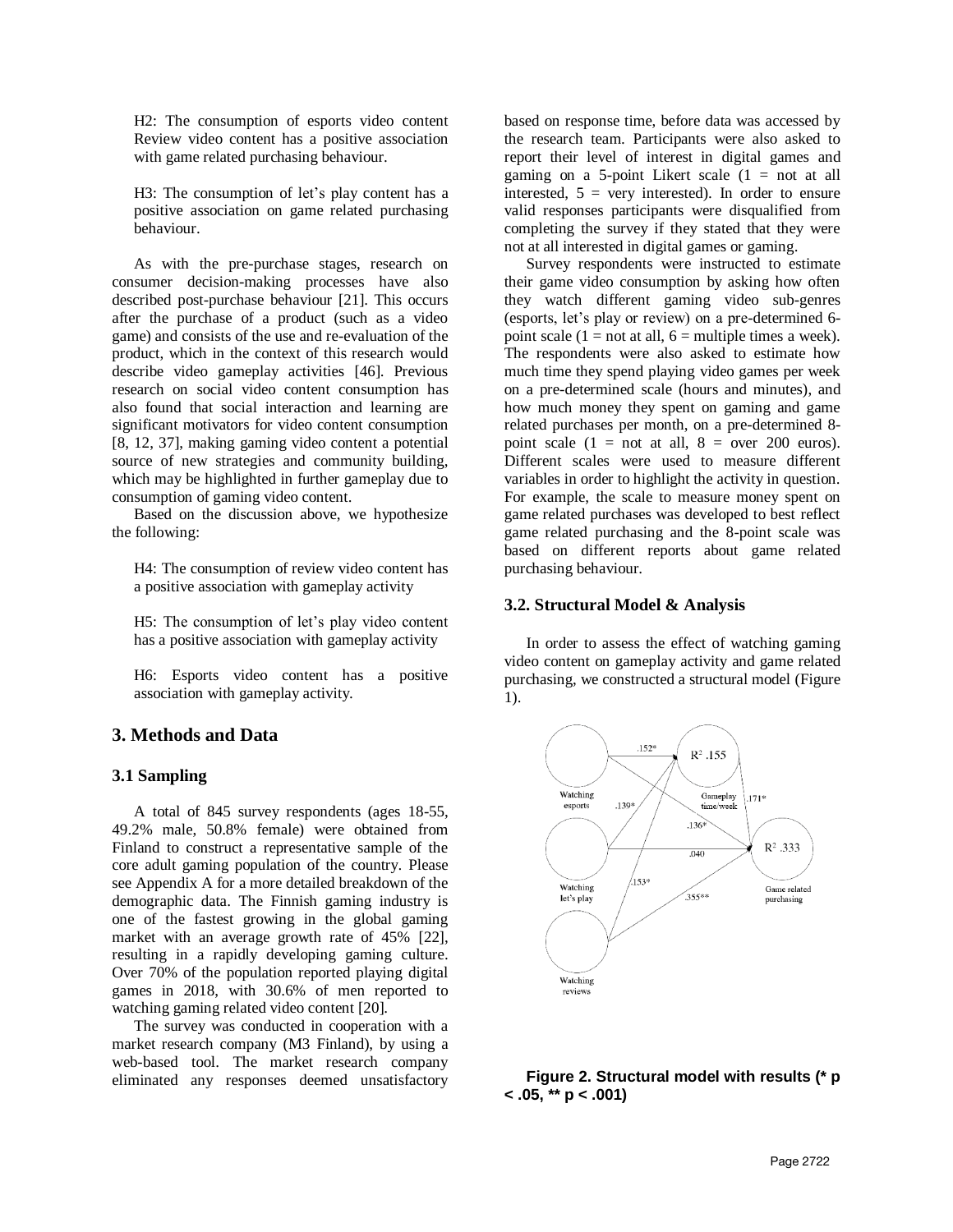H2: The consumption of esports video content Review video content has a positive association with game related purchasing behaviour.

H3: The consumption of let's play content has a positive association on game related purchasing behaviour.

As with the pre-purchase stages, research on consumer decision-making processes have also described post-purchase behaviour [21]. This occurs after the purchase of a product (such as a video game) and consists of the use and re-evaluation of the product, which in the context of this research would describe video gameplay activities [46]. Previous research on social video content consumption has also found that social interaction and learning are significant motivators for video content consumption [8, 12, 37], making gaming video content a potential source of new strategies and community building, which may be highlighted in further gameplay due to consumption of gaming video content.

Based on the discussion above, we hypothesize the following:

H4: The consumption of review video content has a positive association with gameplay activity

H5: The consumption of let's play video content has a positive association with gameplay activity

H6: Esports video content has a positive association with gameplay activity.

## 3. Methods and Data

### 3.1 Sampling

A total of 845 survey respondents (ages 18-55, 49.2% male, 50.8% female) were obtained from Finland to construct a representative sample of the core adult gaming population of the country. Please see Appendix A for a more detailed breakdown of the demographic data. The Finnish gaming industry is one of the fastest growing in the global gaming market with an average growth rate of 45% [22], resulting in a rapidly developing gaming culture. Over 70% of the population reported playing digital games in 2018, with 30.6% of men reported to watching gaming related video content [20].

The survey was conducted in cooperation with a market research company (M3 Finland), by using a web-based tool. The market research company eliminated any responses deemed unsatisfactory based on response time, before data was accessed by the research team. Participants were also asked to report their level of interest in digital games and gaming on a 5-point Likert scale (1 = not at all interested, 5 = very interested). In order to ensure valid responses participants were disqualified from completing the survey if they stated that they were not at all interested in digital games or gaming.

Survey respondents were instructed to estimate their game video consumption by asking how often they watch different gaming video sub-genres (esports, let's play or review) on a pre-determined 6-point scale (1 = not at all, 6 = multiple times a week). The respondents were also asked to estimate how much time they spend playing video games per week on a pre-determined scale (hours and minutes), and how much money they spent on gaming and game related purchases per month, on a pre-determined 8-point scale (1 = not at all, 8 = over 200 euros). Different scales were used to measure different variables in order to highlight the activity in question. For example, the scale to measure money spent on game related purchases was developed to best reflect game related purchasing and the 8-point scale was based on different reports about game related purchasing behaviour.

### 3.2. Structural Model & Analysis

In order to assess the effect of watching gaming video content on gameplay activity and game related purchasing, we constructed a structural model (Figure 1).

**Figure 2. Structural model with results (* p < .05, ** p < .001)**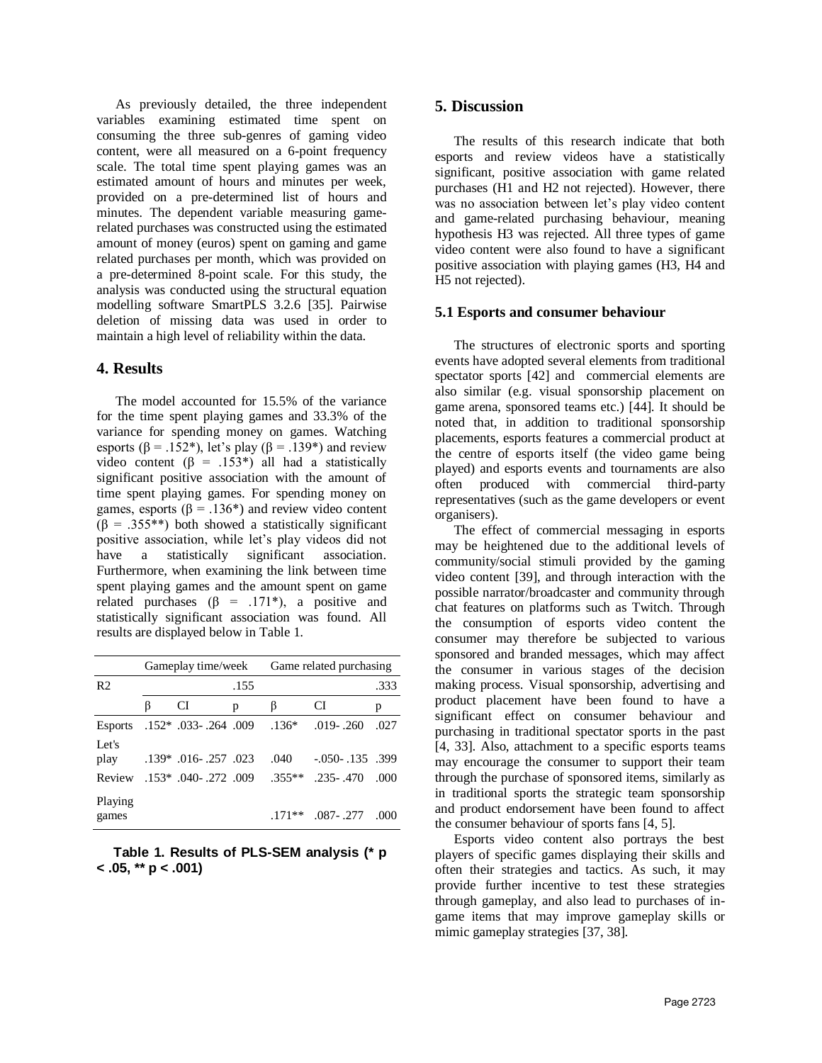As previously detailed, the three independent variables examining estimated time spent on consuming the three sub-genres of gaming video content, were all measured on a 6-point frequency scale. The total time spent playing games was an estimated amount of hours and minutes per week, provided on a pre-determined list of hours and minutes. The dependent variable measuring game-related purchases was constructed using the estimated amount of money (euros) spent on gaming and game related purchases per month, which was provided on a pre-determined 8-point scale. For this study, the analysis was conducted using the structural equation modelling software SmartPLS 3.2.6 [35]. Pairwise deletion of missing data was used in order to maintain a high level of reliability within the data.

## 4. Results

The model accounted for 15.5% of the variance for the time spent playing games and 33.3% of the variance for spending money on games. Watching esports (β = .152*), let's play (β = .139*) and review video content (β = .153*) all had a statistically significant positive association with the amount of time spent playing games. For spending money on games, esports (β = .136*) and review video content (β = .355**) both showed a statistically significant positive association, while let's play videos did not have a statistically significant association. Furthermore, when examining the link between time spent playing games and the amount spent on game related purchases (β = .171*), a positive and statistically significant association was found. All results are displayed below in Table 1.

| | Gameplay time/week | | | Game related purchasing | | |
|---|---|---|---|---|---|---|
| $R^2$ | | | .155 | | | .333 |
| | β | CI | p | β | CI | p |
| Esports | .152* | .033- .264 | .009 | .136* | .019- .260 | .027 |
| Let's play | .139* | .016- .257 | .023 | .040 | -.050- .135 | .399 |
| Review | .153* | .040- .272 | .009 | .355** | .235- .470 | .000 |
| Playing games | | | | .171** | .087- .277 | .000 |

**Table 1. Results of PLS-SEM analysis (* p < .05, ** p < .001)**

## 5. Discussion

The results of this research indicate that both esports and review videos have a statistically significant, positive association with game related purchases (H1 and H2 not rejected). However, there was no association between let's play video content and game-related purchasing behaviour, meaning hypothesis H3 was rejected. All three types of game video content were also found to have a significant positive association with playing games (H3, H4 and H5 not rejected).

### 5.1 Esports and consumer behaviour

The structures of electronic sports and sporting events have adopted several elements from traditional spectator sports [42] and commercial elements are also similar (e.g. visual sponsorship placement on game arena, sponsored teams etc.) [44]. It should be noted that, in addition to traditional sponsorship placements, esports features a commercial product at the centre of esports itself (the video game being played) and esports events and tournaments are also often produced with commercial third-party representatives (such as the game developers or event organisers).

The effect of commercial messaging in esports may be heightened due to the additional levels of community/social stimuli provided by the gaming video content [39], and through interaction with the possible narrator/broadcaster and community through chat features on platforms such as Twitch. Through the consumption of esports video content the consumer may therefore be subjected to various sponsored and branded messages, which may affect the consumer in various stages of the decision making process. Visual sponsorship, advertising and product placement have been found to have a significant effect on consumer behaviour and purchasing in traditional spectator sports in the past [4, 33]. Also, attachment to a specific esports teams may encourage the consumer to support their team through the purchase of sponsored items, similarly as in traditional sports the strategic team sponsorship and product endorsement have been found to affect the consumer behaviour of sports fans [4, 5].

Esports video content also portrays the best players of specific games displaying their skills and often their strategies and tactics. As such, it may provide further incentive to test these strategies through gameplay, and also lead to purchases of in-game items that may improve gameplay skills or mimic gameplay strategies [37, 38].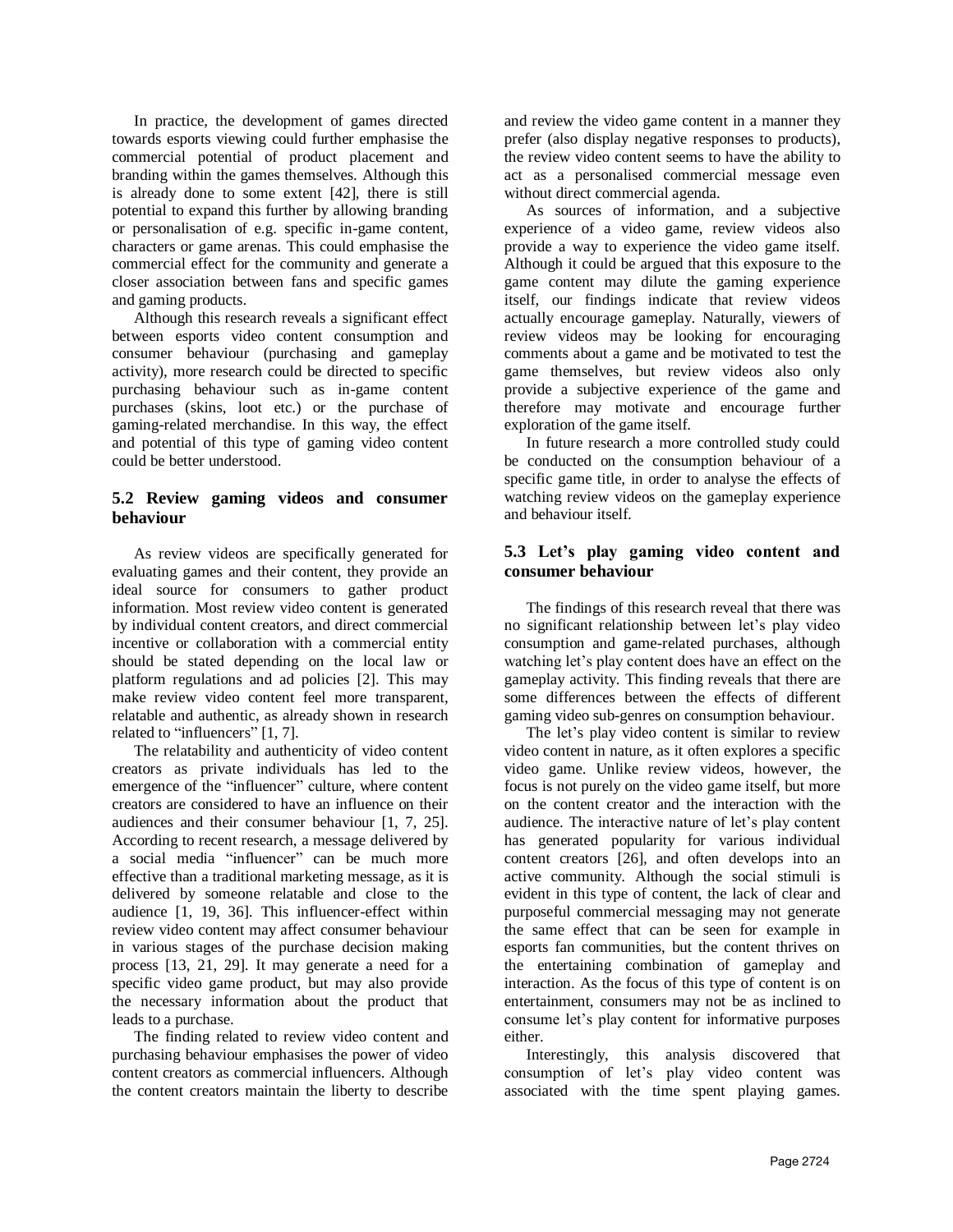In practice, the development of games directed towards esports viewing could further emphasise the commercial potential of product placement and branding within the games themselves. Although this is already done to some extent [42], there is still potential to expand this further by allowing branding or personalisation of e.g. specific in-game content, characters or game arenas. This could emphasise the commercial effect for the community and generate a closer association between fans and specific games and gaming products.

Although this research reveals a significant effect between esports video content consumption and consumer behaviour (purchasing and gameplay activity), more research could be directed to specific purchasing behaviour such as in-game content purchases (skins, loot etc.) or the purchase of gaming-related merchandise. In this way, the effect and potential of this type of gaming video content could be better understood.

### 5.2 Review gaming videos and consumer behaviour

As review videos are specifically generated for evaluating games and their content, they provide an ideal source for consumers to gather product information. Most review video content is generated by individual content creators, and direct commercial incentive or collaboration with a commercial entity should be stated depending on the local law or platform regulations and ad policies [2]. This may make review video content feel more transparent, relatable and authentic, as already shown in research related to "influencers" [1, 7].

The relatability and authenticity of video content creators as private individuals has led to the emergence of the "influencer" culture, where content creators are considered to have an influence on their audiences and their consumer behaviour [1, 7, 25]. According to recent research, a message delivered by a social media "influencer" can be much more effective than a traditional marketing message, as it is delivered by someone relatable and close to the audience [1, 19, 36]. This influencer-effect within review video content may affect consumer behaviour in various stages of the purchase decision making process [13, 21, 29]. It may generate a need for a specific video game product, but may also provide the necessary information about the product that leads to a purchase.

The finding related to review video content and purchasing behaviour emphasises the power of video content creators as commercial influencers. Although the content creators maintain the liberty to describe and review the video game content in a manner they prefer (also display negative responses to products), the review video content seems to have the ability to act as a personalised commercial message even without direct commercial agenda.

As sources of information, and a subjective experience of a video game, review videos also provide a way to experience the video game itself. Although it could be argued that this exposure to the game content may dilute the gaming experience itself, our findings indicate that review videos actually encourage gameplay. Naturally, viewers of review videos may be looking for encouraging comments about a game and be motivated to test the game themselves, but review videos also only provide a subjective experience of the game and therefore may motivate and encourage further exploration of the game itself.

In future research a more controlled study could be conducted on the consumption behaviour of a specific game title, in order to analyse the effects of watching review videos on the gameplay experience and behaviour itself.

### 5.3 Let's play gaming video content and consumer behaviour

The findings of this research reveal that there was no significant relationship between let's play video consumption and game-related purchases, although watching let's play content does have an effect on the gameplay activity. This finding reveals that there are some differences between the effects of different gaming video sub-genres on consumption behaviour.

The let's play video content is similar to review video content in nature, as it often explores a specific video game. Unlike review videos, however, the focus is not purely on the video game itself, but more on the content creator and the interaction with the audience. The interactive nature of let's play content has generated popularity for various individual content creators [26], and often develops into an active community. Although the social stimuli is evident in this type of content, the lack of clear and purposeful commercial messaging may not generate the same effect that can be seen for example in esports fan communities, but the content thrives on the entertaining combination of gameplay and interaction. As the focus of this type of content is on entertainment, consumers may not be as inclined to consume let's play content for informative purposes either.

Interestingly, this analysis discovered that consumption of let's play video content was associated with the time spent playing games.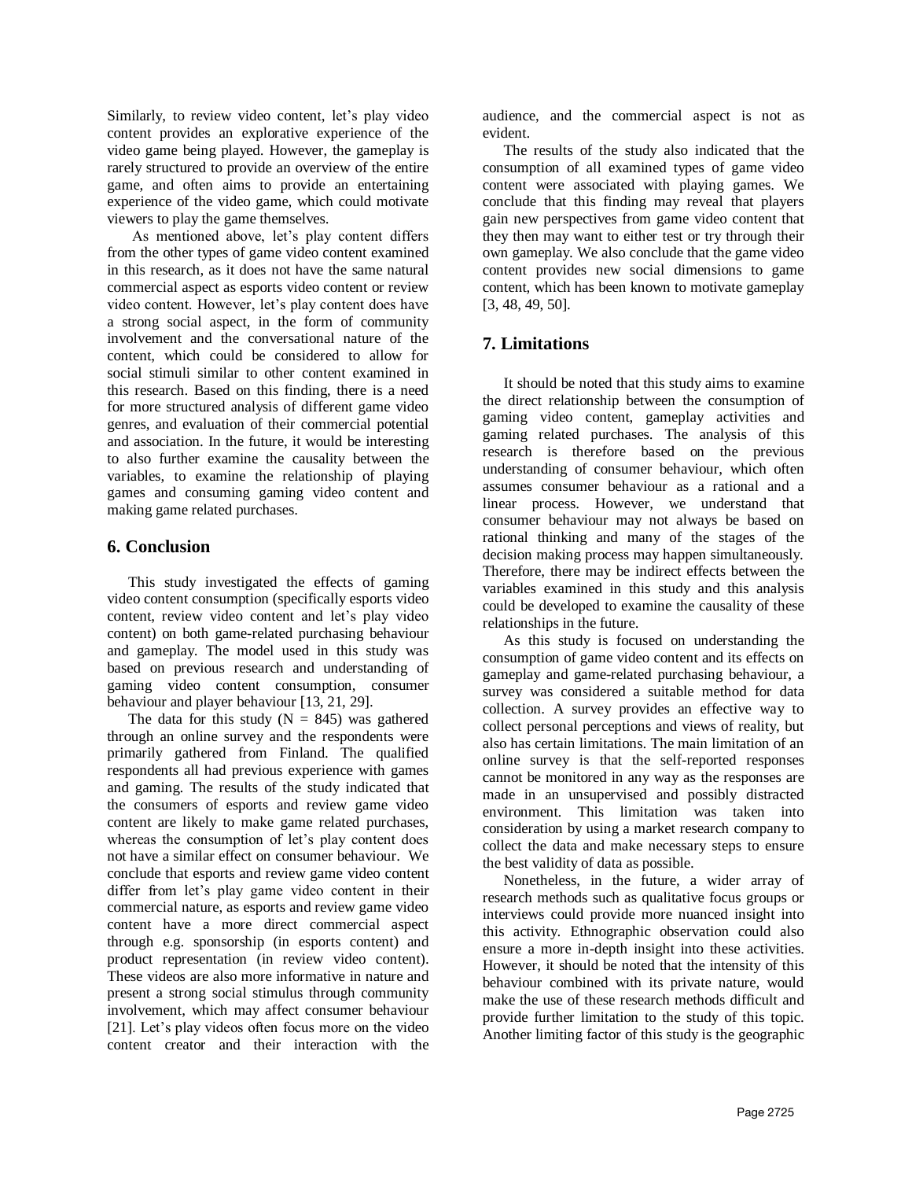Similarly, to review video content, let's play video content provides an explorative experience of the video game being played. However, the gameplay is rarely structured to provide an overview of the entire game, and often aims to provide an entertaining experience of the video game, which could motivate viewers to play the game themselves.

As mentioned above, let's play content differs from the other types of game video content examined in this research, as it does not have the same natural commercial aspect as esports video content or review video content. However, let's play content does have a strong social aspect, in the form of community involvement and the conversational nature of the content, which could be considered to allow for social stimuli similar to other content examined in this research. Based on this finding, there is a need for more structured analysis of different game video genres, and evaluation of their commercial potential and association. In the future, it would be interesting to also further examine the causality between the variables, to examine the relationship of playing games and consuming gaming video content and making game related purchases.

## 6. Conclusion

This study investigated the effects of gaming video content consumption (specifically esports video content, review video content and let's play video content) on both game-related purchasing behaviour and gameplay. The model used in this study was based on previous research and understanding of gaming video content consumption, consumer behaviour and player behaviour [13, 21, 29].

The data for this study ($N = 845$) was gathered through an online survey and the respondents were primarily gathered from Finland. The qualified respondents all had previous experience with games and gaming. The results of the study indicated that the consumers of esports and review game video content are likely to make game related purchases, whereas the consumption of let's play content does not have a similar effect on consumer behaviour. We conclude that esports and review game video content differ from let's play game video content in their commercial nature, as esports and review game video content have a more direct commercial aspect through e.g. sponsorship (in esports content) and product representation (in review video content). These videos are also more informative in nature and present a strong social stimulus through community involvement, which may affect consumer behaviour [21]. Let's play videos often focus more on the video content creator and their interaction with the audience, and the commercial aspect is not as evident.

The results of the study also indicated that the consumption of all examined types of game video content were associated with playing games. We conclude that this finding may reveal that players gain new perspectives from game video content that they then may want to either test or try through their own gameplay. We also conclude that the game video content provides new social dimensions to game content, which has been known to motivate gameplay [3, 48, 49, 50].

## 7. Limitations

It should be noted that this study aims to examine the direct relationship between the consumption of gaming video content, gameplay activities and gaming related purchases. The analysis of this research is therefore based on the previous understanding of consumer behaviour, which often assumes consumer behaviour as a rational and a linear process. However, we understand that consumer behaviour may not always be based on rational thinking and many of the stages of the decision making process may happen simultaneously. Therefore, there may be indirect effects between the variables examined in this study and this analysis could be developed to examine the causality of these relationships in the future.

As this study is focused on understanding the consumption of game video content and its effects on gameplay and game-related purchasing behaviour, a survey was considered a suitable method for data collection. A survey provides an effective way to collect personal perceptions and views of reality, but also has certain limitations. The main limitation of an online survey is that the self-reported responses cannot be monitored in any way as the responses are made in an unsupervised and possibly distracted environment. This limitation was taken into consideration by using a market research company to collect the data and make necessary steps to ensure the best validity of data as possible.

Nonetheless, in the future, a wider array of research methods such as qualitative focus groups or interviews could provide more nuanced insight into this activity. Ethnographic observation could also ensure a more in-depth insight into these activities. However, it should be noted that the intensity of this behaviour combined with its private nature, would make the use of these research methods difficult and provide further limitation to the study of this topic. Another limiting factor of this study is the geographic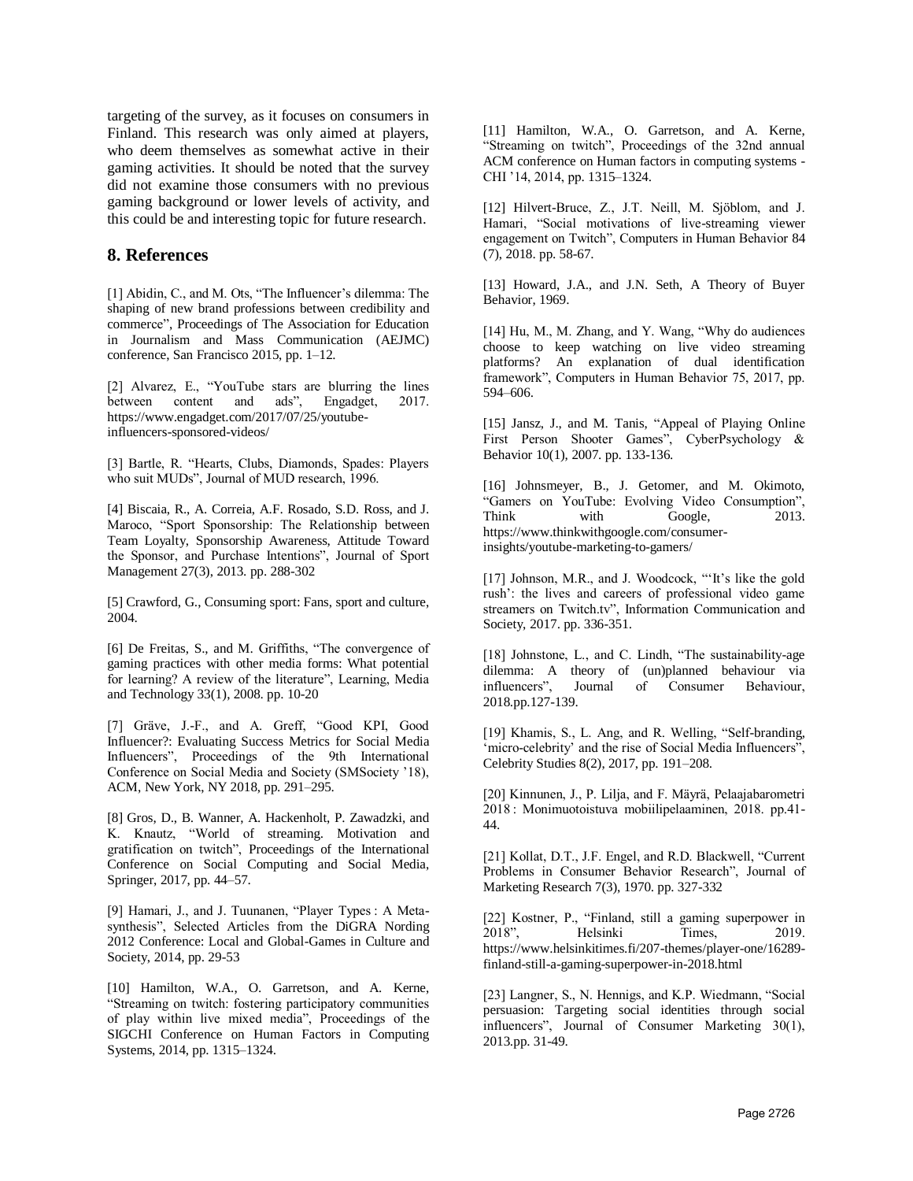targeting of the survey, as it focuses on consumers in Finland. This research was only aimed at players, who deem themselves as somewhat active in their gaming activities. It should be noted that the survey did not examine those consumers with no previous gaming background or lower levels of activity, and this could be and interesting topic for future research.

## 8. References

[1] Abidin, C., and M. Ots, "The Influencer's dilemma: The shaping of new brand professions between credibility and commerce", Proceedings of The Association for Education in Journalism and Mass Communication (AEJMC) conference, San Francisco 2015, pp. 1–12.

[2] Alvarez, E., "YouTube stars are blurring the lines between content and ads", Engadget, 2017. https://www.engadget.com/2017/07/25/youtube-influencers-sponsored-videos/

[3] Bartle, R. "Hearts, Clubs, Diamonds, Spades: Players who suit MUDs", Journal of MUD research, 1996.

[4] Biscaia, R., A. Correia, A.F. Rosado, S.D. Ross, and J. Maroco, "Sport Sponsorship: The Relationship between Team Loyalty, Sponsorship Awareness, Attitude Toward the Sponsor, and Purchase Intentions", Journal of Sport Management 27(3), 2013. pp. 288-302

[5] Crawford, G., Consuming sport: Fans, sport and culture, 2004.

[6] De Freitas, S., and M. Griffiths, "The convergence of gaming practices with other media forms: What potential for learning? A review of the literature", Learning, Media and Technology 33(1), 2008. pp. 10-20

[7] Gräve, J.-F., and A. Greff, "Good KPI, Good Influencer?: Evaluating Success Metrics for Social Media Influencers", Proceedings of the 9th International Conference on Social Media and Society (SMSociety '18), ACM, New York, NY 2018, pp. 291–295.

[8] Gros, D., B. Wanner, A. Hackenholt, P. Zawadzki, and K. Knautz, "World of streaming. Motivation and gratification on twitch", Proceedings of the International Conference on Social Computing and Social Media, Springer, 2017, pp. 44–57.

[9] Hamari, J., and J. Tuunanen, "Player Types : A Meta-synthesis", Selected Articles from the DiGRA Nording 2012 Conference: Local and Global-Games in Culture and Society, 2014, pp. 29-53

[10] Hamilton, W.A., O. Garretson, and A. Kerne, "Streaming on twitch: fostering participatory communities of play within live mixed media", Proceedings of the SIGCHI Conference on Human Factors in Computing Systems, 2014, pp. 1315–1324.

[11] Hamilton, W.A., O. Garretson, and A. Kerne, "Streaming on twitch", Proceedings of the 32nd annual ACM conference on Human factors in computing systems - CHI '14, 2014, pp. 1315–1324.

[12] Hilvert-Bruce, Z., J.T. Neill, M. Sjöblom, and J. Hamari, "Social motivations of live-streaming viewer engagement on Twitch", Computers in Human Behavior 84 (7), 2018. pp. 58-67.

[13] Howard, J.A., and J.N. Seth, A Theory of Buyer Behavior, 1969.

[14] Hu, M., M. Zhang, and Y. Wang, "Why do audiences choose to keep watching on live video streaming platforms? An explanation of dual identification framework", Computers in Human Behavior 75, 2017, pp. 594–606.

[15] Jansz, J., and M. Tanis, "Appeal of Playing Online First Person Shooter Games", CyberPsychology & Behavior 10(1), 2007. pp. 133-136.

[16] Johnsmeyer, B., J. Getomer, and M. Okimoto, "Gamers on YouTube: Evolving Video Consumption", Think with Google, 2013. https://www.thinkwithgoogle.com/consumer-insights/youtube-marketing-to-gamers/

[17] Johnson, M.R., and J. Woodcock, "'It's like the gold rush': the lives and careers of professional video game streamers on Twitch.tv", Information Communication and Society, 2017. pp. 336-351.

[18] Johnstone, L., and C. Lindh, "The sustainability-age dilemma: A theory of (un)planned behaviour via influencers", Journal of Consumer Behaviour, 2018.pp.127-139.

[19] Khamis, S., L. Ang, and R. Welling, "Self-branding, 'micro-celebrity' and the rise of Social Media Influencers", Celebrity Studies 8(2), 2017, pp. 191–208.

[20] Kinnunen, J., P. Lilja, and F. Mäyrä, Pelaajabarometri 2018 : Monimuotoistuva mobiilipelaaminen, 2018. pp.41-44.

[21] Kollat, D.T., J.F. Engel, and R.D. Blackwell, "Current Problems in Consumer Behavior Research", Journal of Marketing Research 7(3), 1970. pp. 327-332

[22] Kostner, P., "Finland, still a gaming superpower in 2018", Helsinki Times, 2019. https://www.helsinkitimes.fi/207-themes/player-one/16289-finland-still-a-gaming-superpower-in-2018.html

[23] Langner, S., N. Hennigs, and K.P. Wiedmann, "Social persuasion: Targeting social identities through social influencers", Journal of Consumer Marketing 30(1), 2013.pp. 31-49.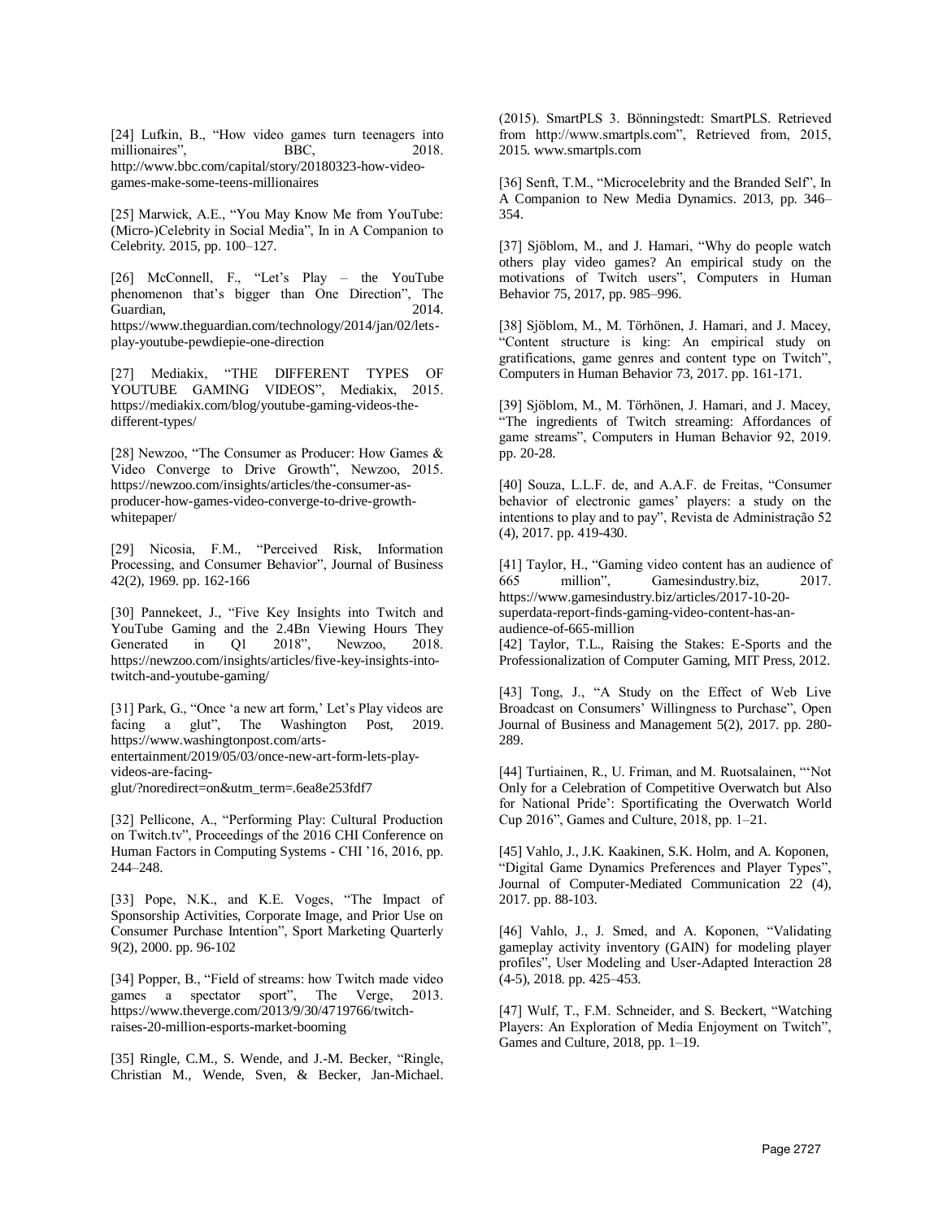[24] Lufkin, B., "How video games turn teenagers into millionaires", BBC, 2018. http://www.bbc.com/capital/story/20180323-how-video-games-make-some-teens-millionaires

[25] Marwick, A.E., "You May Know Me from YouTube: (Micro-)Celebrity in Social Media", In in A Companion to Celebrity. 2015, pp. 100–127.

[26] McConnell, F., "Let's Play – the YouTube phenomenon that's bigger than One Direction", The Guardian, 2014. https://www.theguardian.com/technology/2014/jan/02/lets-play-youtube-pewdiepie-one-direction

[27] Mediakix, "THE DIFFERENT TYPES OF YOUTUBE GAMING VIDEOS", Mediakix, 2015. https://mediakix.com/blog/youtube-gaming-videos-the-different-types/

[28] Newzoo, "The Consumer as Producer: How Games & Video Converge to Drive Growth", Newzoo, 2015. https://newzoo.com/insights/articles/the-consumer-as-producer-how-games-video-converge-to-drive-growth-whitepaper/

[29] Nicosia, F.M., "Perceived Risk, Information Processing, and Consumer Behavior", Journal of Business 42(2), 1969. pp. 162-166

[30] Pannekeet, J., "Five Key Insights into Twitch and YouTube Gaming and the 2.4Bn Viewing Hours They Generated in Q1 2018", Newzoo, 2018. https://newzoo.com/insights/articles/five-key-insights-into-twitch-and-youtube-gaming/

[31] Park, G., "Once 'a new art form,' Let's Play videos are facing a glut", The Washington Post, 2019. https://www.washingtonpost.com/arts-entertainment/2019/05/03/once-new-art-form-lets-play-videos-are-facing-glut/?noredirect=on&utm_term=.6ea8e253fdf7

[32] Pellicone, A., "Performing Play: Cultural Production on Twitch.tv", Proceedings of the 2016 CHI Conference on Human Factors in Computing Systems - CHI '16, 2016, pp. 244–248.

[33] Pope, N.K., and K.E. Voges, "The Impact of Sponsorship Activities, Corporate Image, and Prior Use on Consumer Purchase Intention", Sport Marketing Quarterly 9(2), 2000. pp. 96-102

[34] Popper, B., "Field of streams: how Twitch made video games a spectator sport", The Verge, 2013. https://www.theverge.com/2013/9/30/4719766/twitch-raises-20-million-esports-market-booming

[35] Ringle, C.M., S. Wende, and J.-M. Becker, "Ringle, Christian M., Wende, Sven, & Becker, Jan-Michael. (2015). SmartPLS 3. Bönningstedt: SmartPLS. Retrieved from http://www.smartpls.com", Retrieved from, 2015, 2015. www.smartpls.com

[36] Senft, T.M., "Microcelebrity and the Branded Self", In A Companion to New Media Dynamics. 2013, pp. 346–354.

[37] Sjöblom, M., and J. Hamari, "Why do people watch others play video games? An empirical study on the motivations of Twitch users", Computers in Human Behavior 75, 2017, pp. 985–996.

[38] Sjöblom, M., M. Törhönen, J. Hamari, and J. Macey, "Content structure is king: An empirical study on gratifications, game genres and content type on Twitch", Computers in Human Behavior 73, 2017. pp. 161-171.

[39] Sjöblom, M., M. Törhönen, J. Hamari, and J. Macey, "The ingredients of Twitch streaming: Affordances of game streams", Computers in Human Behavior 92, 2019. pp. 20-28.

[40] Souza, L.L.F. de, and A.A.F. de Freitas, "Consumer behavior of electronic games' players: a study on the intentions to play and to pay", Revista de Administração 52 (4), 2017. pp. 419-430.

[41] Taylor, H., "Gaming video content has an audience of 665 million", Gamesindustry.biz, 2017. https://www.gamesindustry.biz/articles/2017-10-20-superdata-report-finds-gaming-video-content-has-an-audience-of-665-million

[42] Taylor, T.L., Raising the Stakes: E-Sports and the Professionalization of Computer Gaming, MIT Press, 2012.

[43] Tong, J., "A Study on the Effect of Web Live Broadcast on Consumers' Willingness to Purchase", Open Journal of Business and Management 5(2), 2017. pp. 280-289.

[44] Turtiainen, R., U. Friman, and M. Ruotsalainen, "'Not Only for a Celebration of Competitive Overwatch but Also for National Pride': Sportificating the Overwatch World Cup 2016", Games and Culture, 2018, pp. 1–21.

[45] Vahlo, J., J.K. Kaakinen, S.K. Holm, and A. Koponen, "Digital Game Dynamics Preferences and Player Types", Journal of Computer-Mediated Communication 22 (4), 2017. pp. 88-103.

[46] Vahlo, J., J. Smed, and A. Koponen, "Validating gameplay activity inventory (GAIN) for modeling player profiles", User Modeling and User-Adapted Interaction 28 (4-5), 2018. pp. 425–453.

[47] Wulf, T., F.M. Schneider, and S. Beckert, "Watching Players: An Exploration of Media Enjoyment on Twitch", Games and Culture, 2018, pp. 1–19.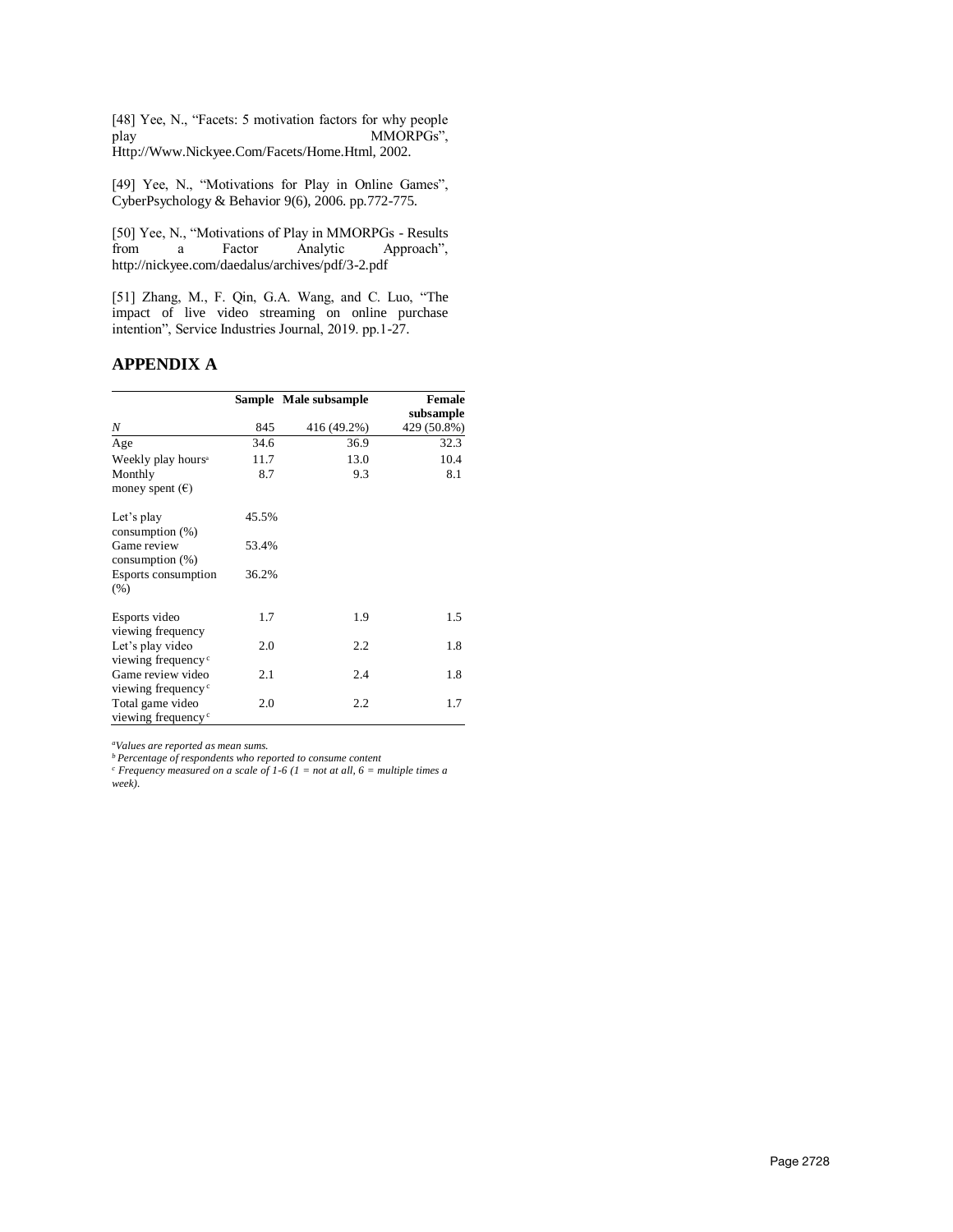[48] Yee, N., "Facets: 5 motivation factors for why people play MMORPGs", Http://Www.Nickyee.Com/Facets/Home.Html, 2002.

[49] Yee, N., "Motivations for Play in Online Games", CyberPsychology & Behavior 9(6), 2006. pp.772-775.

[50] Yee, N., "Motivations of Play in MMORPGs - Results from a Factor Analytic Approach", http://nickyee.com/daedalus/archives/pdf/3-2.pdf

[51] Zhang, M., F. Qin, G.A. Wang, and C. Luo, "The impact of live video streaming on online purchase intention", Service Industries Journal, 2019. pp.1-27.

## APPENDIX A

| | **Sample** | **Male subsample** | **Female subsample** |
|---|---|---|---|
| *N* | 845 | 416 (49.2%) | 429 (50.8%) |
| Age | 34.6 | 36.9 | 32.3 |
| Weekly play hours[a] | 11.7 | 13.0 | 10.4 |
| Monthly money spent (€) | 8.7 | 9.3 | 8.1 |
| Let's play consumption (%) | 45.5% | | |
| Game review consumption (%) | 53.4% | | |
| Esports consumption (%) | 36.2% | | |
| Esports video viewing frequency | 1.7 | 1.9 | 1.5 |
| Let's play video viewing frequency[c] | 2.0 | 2.2 | 1.8 |
| Game review video viewing frequency[c] | 2.1 | 2.4 | 1.8 |
| Total game video viewing frequency[c] | 2.0 | 2.2 | 1.7 |

[a] *Values are reported as mean sums.*
[b] *Percentage of respondents who reported to consume content*
[c] *Frequency measured on a scale of 1-6 (1 = not at all, 6 = multiple times a week).*